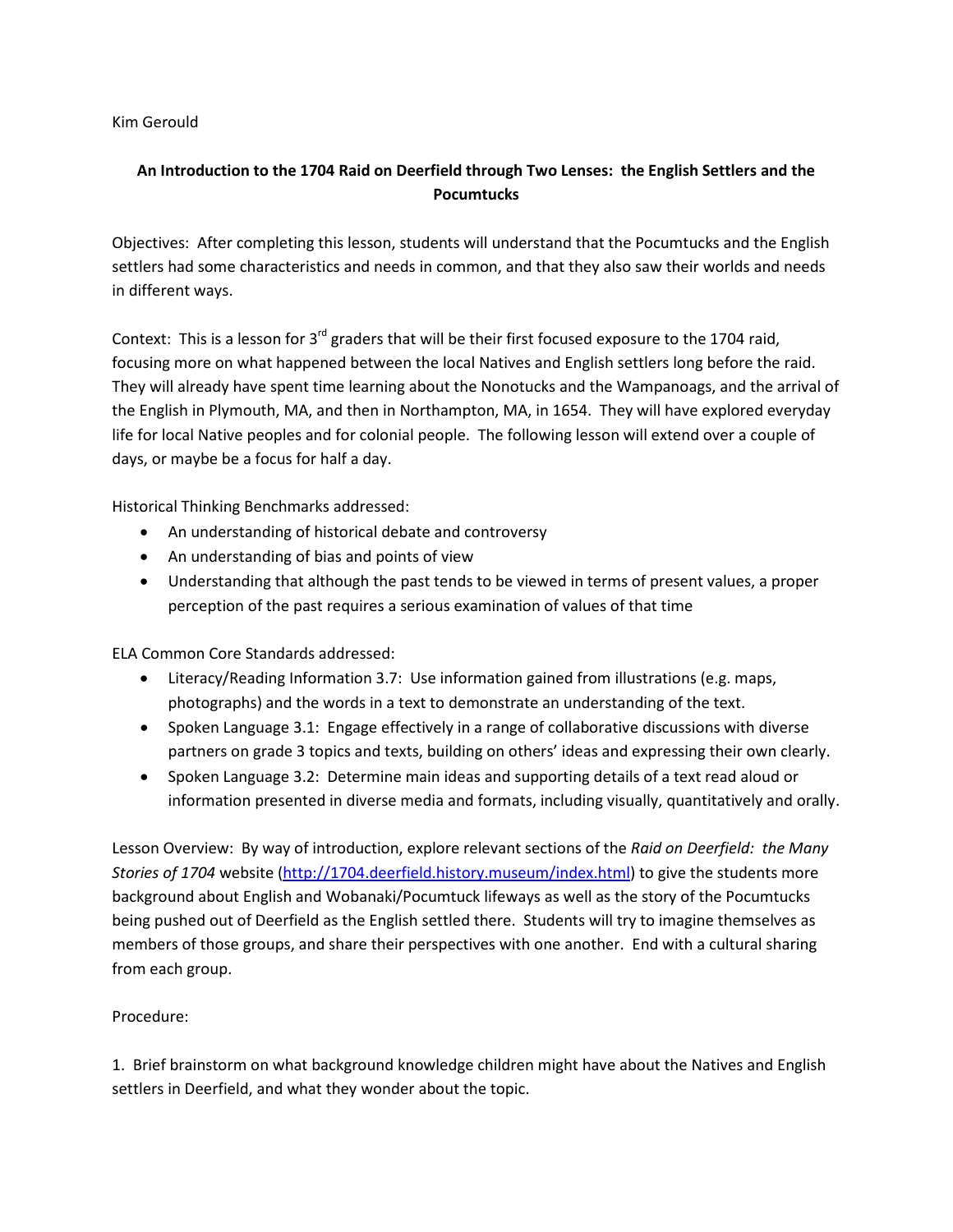Kim Gerould

**An Introduction to the 1704 Raid on Deerfield through Two Lenses: the English Settlers and the Pocumtucks**

Objectives: After completing this lesson, students will understand that the Pocumtucks and the English settlers had some characteristics and needs in common, and that they also saw their worlds and needs in different ways.

Context: This is a lesson for 3rd graders that will be their first focused exposure to the 1704 raid, focusing more on what happened between the local Natives and English settlers long before the raid. They will already have spent time learning about the Nonotucks and the Wampanoags, and the arrival of the English in Plymouth, MA, and then in Northampton, MA, in 1654. They will have explored everyday life for local Native peoples and for colonial people. The following lesson will extend over a couple of days, or maybe be a focus for half a day.

Historical Thinking Benchmarks addressed:

- An understanding of historical debate and controversy
- An understanding of bias and points of view
- Understanding that although the past tends to be viewed in terms of present values, a proper perception of the past requires a serious examination of values of that time

ELA Common Core Standards addressed:

- Literacy/Reading Information 3.7: Use information gained from illustrations (e.g. maps, photographs) and the words in a text to demonstrate an understanding of the text.
- Spoken Language 3.1: Engage effectively in a range of collaborative discussions with diverse partners on grade 3 topics and texts, building on others' ideas and expressing their own clearly.
- Spoken Language 3.2: Determine main ideas and supporting details of a text read aloud or information presented in diverse media and formats, including visually, quantitatively and orally.

Lesson Overview: By way of introduction, explore relevant sections of the *Raid on Deerfield: the Many Stories of 1704* website (http://1704.deerfield.history.museum/index.html) to give the students more background about English and Wobanaki/Pocumtuck lifeways as well as the story of the Pocumtucks being pushed out of Deerfield as the English settled there. Students will try to imagine themselves as members of those groups, and share their perspectives with one another. End with a cultural sharing from each group.

Procedure:

1. Brief brainstorm on what background knowledge children might have about the Natives and English settlers in Deerfield, and what they wonder about the topic.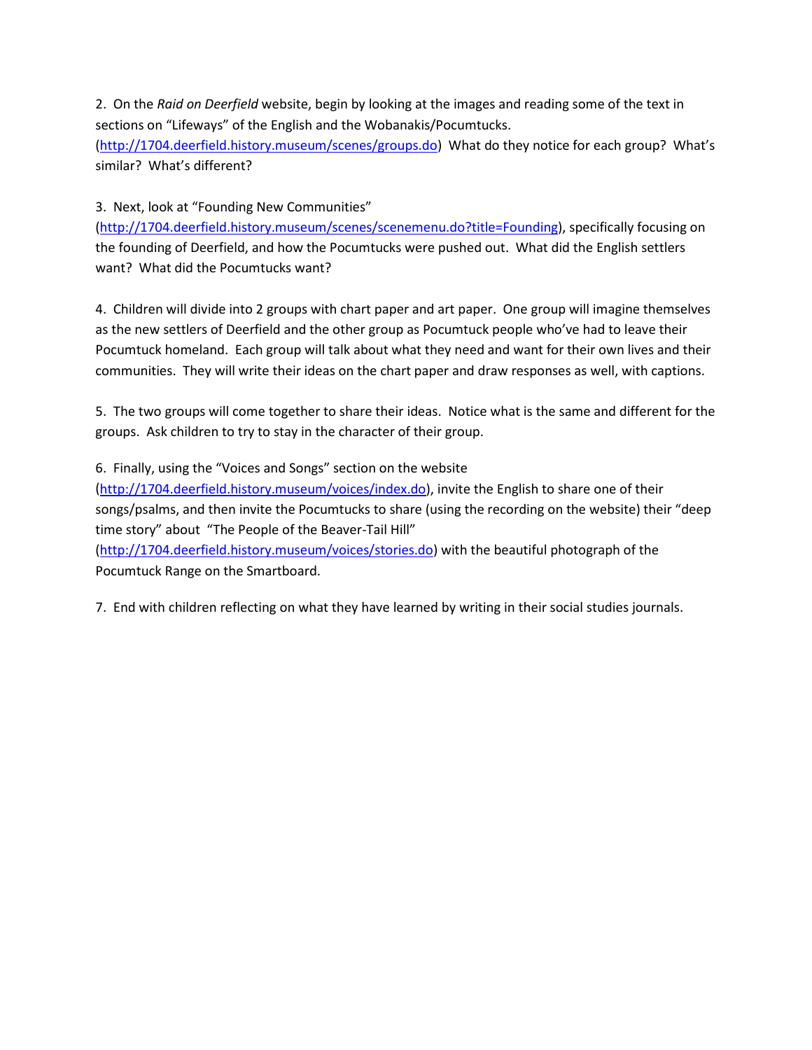2. On the *Raid on Deerfield* website, begin by looking at the images and reading some of the text in sections on "Lifeways" of the English and the Wobanakis/Pocumtucks. (http://1704.deerfield.history.museum/scenes/groups.do) What do they notice for each group? What's similar? What's different?

3. Next, look at "Founding New Communities" (http://1704.deerfield.history.museum/scenes/scenemenu.do?title=Founding), specifically focusing on the founding of Deerfield, and how the Pocumtucks were pushed out. What did the English settlers want? What did the Pocumtucks want?

4. Children will divide into 2 groups with chart paper and art paper. One group will imagine themselves as the new settlers of Deerfield and the other group as Pocumtuck people who've had to leave their Pocumtuck homeland. Each group will talk about what they need and want for their own lives and their communities. They will write their ideas on the chart paper and draw responses as well, with captions.

5. The two groups will come together to share their ideas. Notice what is the same and different for the groups. Ask children to try to stay in the character of their group.

6. Finally, using the "Voices and Songs" section on the website (http://1704.deerfield.history.museum/voices/index.do), invite the English to share one of their songs/psalms, and then invite the Pocumtucks to share (using the recording on the website) their "deep time story" about "The People of the Beaver-Tail Hill" (http://1704.deerfield.history.museum/voices/stories.do) with the beautiful photograph of the Pocumtuck Range on the Smartboard.

7. End with children reflecting on what they have learned by writing in their social studies journals.